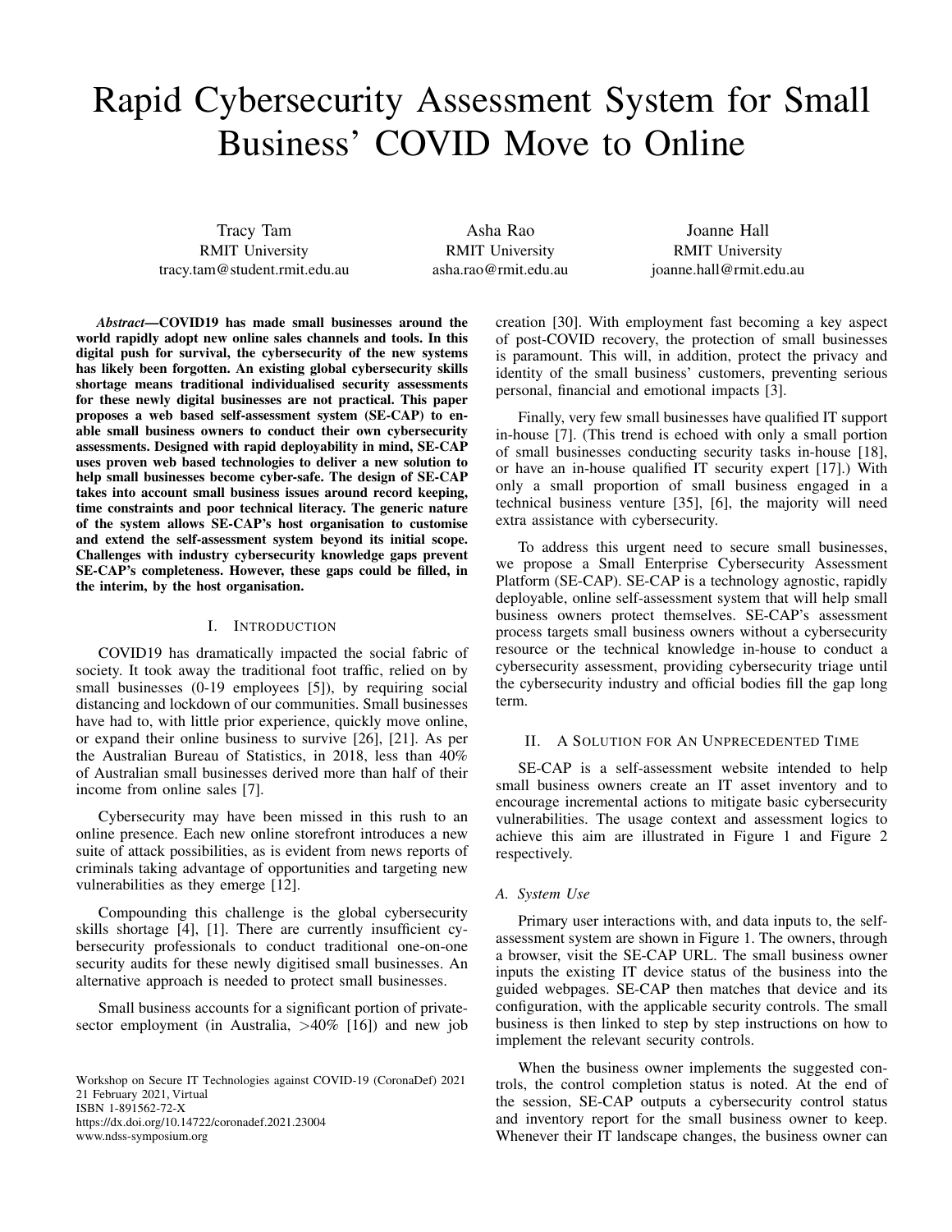# Rapid Cybersecurity Assessment System for Small Business' COVID Move to Online

Tracy Tam
RMIT University
tracy.tam@student.rmit.edu.au

Asha Rao
RMIT University
asha.rao@rmit.edu.au

Joanne Hall
RMIT University
joanne.hall@rmit.edu.au

***Abstract*—COVID19 has made small businesses around the world rapidly adopt new online sales channels and tools. In this digital push for survival, the cybersecurity of the new systems has likely been forgotten. An existing global cybersecurity skills shortage means traditional individualised security assessments for these newly digital businesses are not practical. This paper proposes a web based self-assessment system (SE-CAP) to enable small business owners to conduct their own cybersecurity assessments. Designed with rapid deployability in mind, SE-CAP uses proven web based technologies to deliver a new solution to help small businesses become cyber-safe. The design of SE-CAP takes into account small business issues around record keeping, time constraints and poor technical literacy. The generic nature of the system allows SE-CAP's host organisation to customise and extend the self-assessment system beyond its initial scope. Challenges with industry cybersecurity knowledge gaps prevent SE-CAP's completeness. However, these gaps could be filled, in the interim, by the host organisation.**

## I. Introduction

COVID19 has dramatically impacted the social fabric of society. It took away the traditional foot traffic, relied on by small businesses (0-19 employees [5]), by requiring social distancing and lockdown of our communities. Small businesses have had to, with little prior experience, quickly move online, or expand their online business to survive [26], [21]. As per the Australian Bureau of Statistics, in 2018, less than 40% of Australian small businesses derived more than half of their income from online sales [7].

Cybersecurity may have been missed in this rush to an online presence. Each new online storefront introduces a new suite of attack possibilities, as is evident from news reports of criminals taking advantage of opportunities and targeting new vulnerabilities as they emerge [12].

Compounding this challenge is the global cybersecurity skills shortage [4], [1]. There are currently insufficient cybersecurity professionals to conduct traditional one-on-one security audits for these newly digitised small businesses. An alternative approach is needed to protect small businesses.

Small business accounts for a significant portion of private-sector employment (in Australia, >40% [16]) and new job creation [30]. With employment fast becoming a key aspect of post-COVID recovery, the protection of small businesses is paramount. This will, in addition, protect the privacy and identity of the small business' customers, preventing serious personal, financial and emotional impacts [3].

Finally, very few small businesses have qualified IT support in-house [7]. (This trend is echoed with only a small portion of small businesses conducting security tasks in-house [18], or have an in-house qualified IT security expert [17].) With only a small proportion of small business engaged in a technical business venture [35], [6], the majority will need extra assistance with cybersecurity.

To address this urgent need to secure small businesses, we propose a Small Enterprise Cybersecurity Assessment Platform (SE-CAP). SE-CAP is a technology agnostic, rapidly deployable, online self-assessment system that will help small business owners protect themselves. SE-CAP's assessment process targets small business owners without a cybersecurity resource or the technical knowledge in-house to conduct a cybersecurity assessment, providing cybersecurity triage until the cybersecurity industry and official bodies fill the gap long term.

## II. A Solution for An Unprecedented Time

SE-CAP is a self-assessment website intended to help small business owners create an IT asset inventory and to encourage incremental actions to mitigate basic cybersecurity vulnerabilities. The usage context and assessment logics to achieve this aim are illustrated in Figure 1 and Figure 2 respectively.

### A. System Use

Primary user interactions with, and data inputs to, the self-assessment system are shown in Figure 1. The owners, through a browser, visit the SE-CAP URL. The small business owner inputs the existing IT device status of the business into the guided webpages. SE-CAP then matches that device and its configuration, with the applicable security controls. The small business is then linked to step by step instructions on how to implement the relevant security controls.

When the business owner implements the suggested controls, the control completion status is noted. At the end of the session, SE-CAP outputs a cybersecurity control status and inventory report for the small business owner to keep. Whenever their IT landscape changes, the business owner can

Workshop on Secure IT Technologies against COVID-19 (CoronaDef) 2021
21 February 2021, Virtual
ISBN 1-891562-72-X
https://dx.doi.org/10.14722/coronadef.2021.23004
www.ndss-symposium.org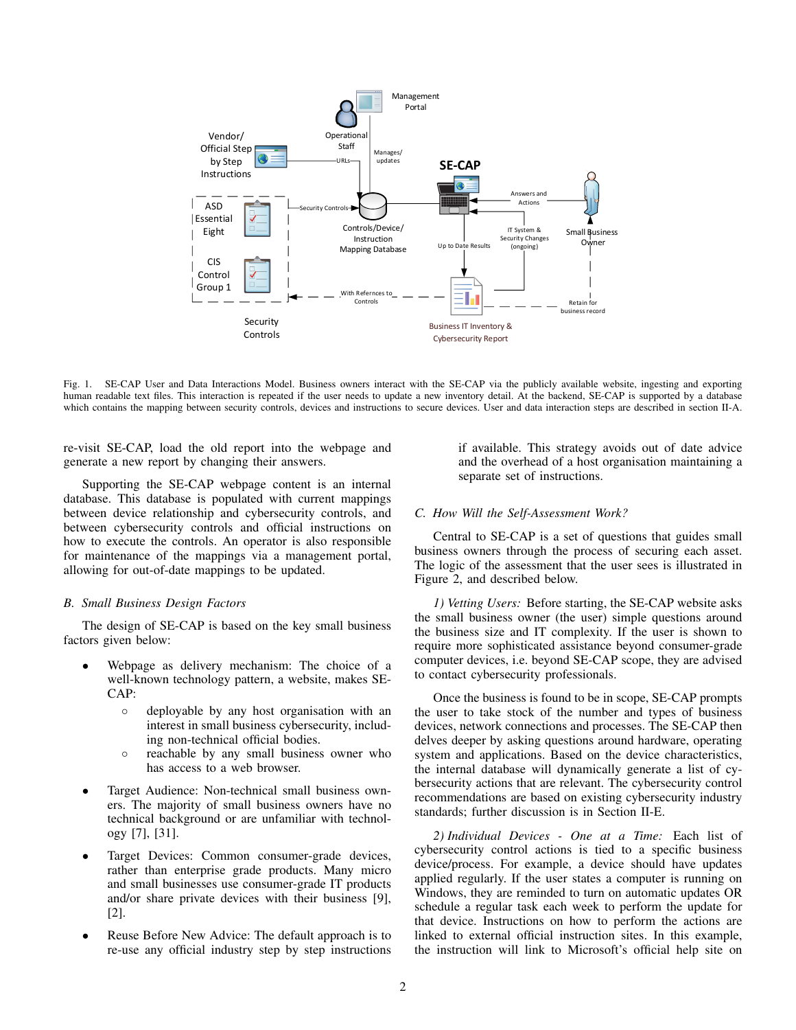Fig. 1. SE-CAP User and Data Interactions Model. Business owners interact with the SE-CAP via the publicly available website, ingesting and exporting human readable text files. This interaction is repeated if the user needs to update a new inventory detail. At the backend, SE-CAP is supported by a database which contains the mapping between security controls, devices and instructions to secure devices. User and data interaction steps are described in section II-A.

re-visit SE-CAP, load the old report into the webpage and generate a new report by changing their answers.

Supporting the SE-CAP webpage content is an internal database. This database is populated with current mappings between device relationship and cybersecurity controls, and between cybersecurity controls and official instructions on how to execute the controls. An operator is also responsible for maintenance of the mappings via a management portal, allowing for out-of-date mappings to be updated.

### *B. Small Business Design Factors*

The design of SE-CAP is based on the key small business factors given below:

- Webpage as delivery mechanism: The choice of a well-known technology pattern, a website, makes SE-CAP:
  - deployable by any host organisation with an interest in small business cybersecurity, including non-technical official bodies.
  - reachable by any small business owner who has access to a web browser.
- Target Audience: Non-technical small business owners. The majority of small business owners have no technical background or are unfamiliar with technology [7], [31].
- Target Devices: Common consumer-grade devices, rather than enterprise grade products. Many micro and small businesses use consumer-grade IT products and/or share private devices with their business [9], [2].
- Reuse Before New Advice: The default approach is to re-use any official industry step by step instructions if available. This strategy avoids out of date advice and the overhead of a host organisation maintaining a separate set of instructions.

### *C. How Will the Self-Assessment Work?*

Central to SE-CAP is a set of questions that guides small business owners through the process of securing each asset. The logic of the assessment that the user sees is illustrated in Figure 2, and described below.

*1) Vetting Users:* Before starting, the SE-CAP website asks the small business owner (the user) simple questions around the business size and IT complexity. If the user is shown to require more sophisticated assistance beyond consumer-grade computer devices, i.e. beyond SE-CAP scope, they are advised to contact cybersecurity professionals.

Once the business is found to be in scope, SE-CAP prompts the user to take stock of the number and types of business devices, network connections and processes. The SE-CAP then delves deeper by asking questions around hardware, operating system and applications. Based on the device characteristics, the internal database will dynamically generate a list of cybersecurity actions that are relevant. The cybersecurity control recommendations are based on existing cybersecurity industry standards; further discussion is in Section II-E.

*2) Individual Devices - One at a Time:* Each list of cybersecurity control actions is tied to a specific business device/process. For example, a device should have updates applied regularly. If the user states a computer is running on Windows, they are reminded to turn on automatic updates OR schedule a regular task each week to perform the update for that device. Instructions on how to perform the actions are linked to external official instruction sites. In this example, the instruction will link to Microsoft's official help site on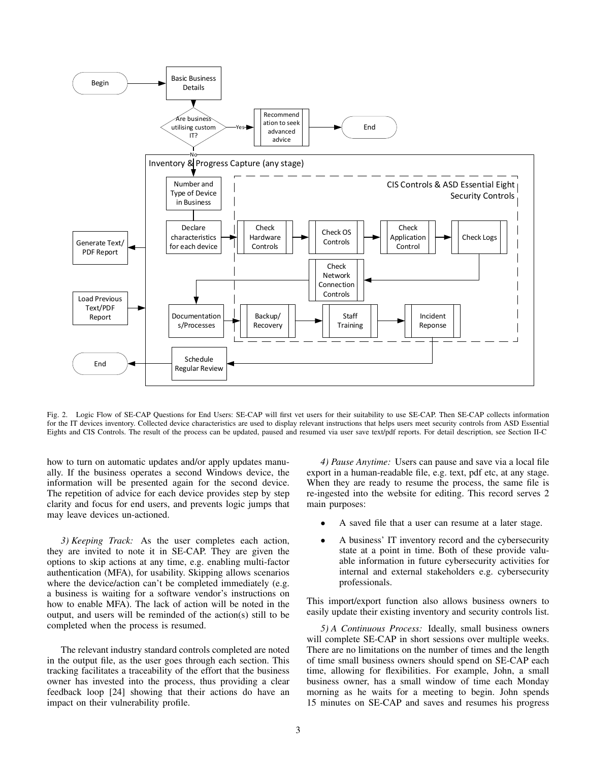Fig. 2. Logic Flow of SE-CAP Questions for End Users: SE-CAP will first vet users for their suitability to use SE-CAP. Then SE-CAP collects information for the IT devices inventory. Collected device characteristics are used to display relevant instructions that helps users meet security controls from ASD Essential Eights and CIS Controls. The result of the process can be updated, paused and resumed via user save text/pdf reports. For detail description, see Section II-C

how to turn on automatic updates and/or apply updates manually. If the business operates a second Windows device, the information will be presented again for the second device. The repetition of advice for each device provides step by step clarity and focus for end users, and prevents logic jumps that may leave devices un-actioned.

*3) Keeping Track:* As the user completes each action, they are invited to note it in SE-CAP. They are given the options to skip actions at any time, e.g. enabling multi-factor authentication (MFA), for usability. Skipping allows scenarios where the device/action can't be completed immediately (e.g. a business is waiting for a software vendor's instructions on how to enable MFA). The lack of action will be noted in the output, and users will be reminded of the action(s) still to be completed when the process is resumed.

The relevant industry standard controls completed are noted in the output file, as the user goes through each section. This tracking facilitates a traceability of the effort that the business owner has invested into the process, thus providing a clear feedback loop [24] showing that their actions do have an impact on their vulnerability profile.

*4) Pause Anytime:* Users can pause and save via a local file export in a human-readable file, e.g. text, pdf etc, at any stage. When they are ready to resume the process, the same file is re-ingested into the website for editing. This record serves 2 main purposes:

- A saved file that a user can resume at a later stage.
- A business' IT inventory record and the cybersecurity state at a point in time. Both of these provide valuable information in future cybersecurity activities for internal and external stakeholders e.g. cybersecurity professionals.

This import/export function also allows business owners to easily update their existing inventory and security controls list.

*5) A Continuous Process:* Ideally, small business owners will complete SE-CAP in short sessions over multiple weeks. There are no limitations on the number of times and the length of time small business owners should spend on SE-CAP each time, allowing for flexibilities. For example, John, a small business owner, has a small window of time each Monday morning as he waits for a meeting to begin. John spends 15 minutes on SE-CAP and saves and resumes his progress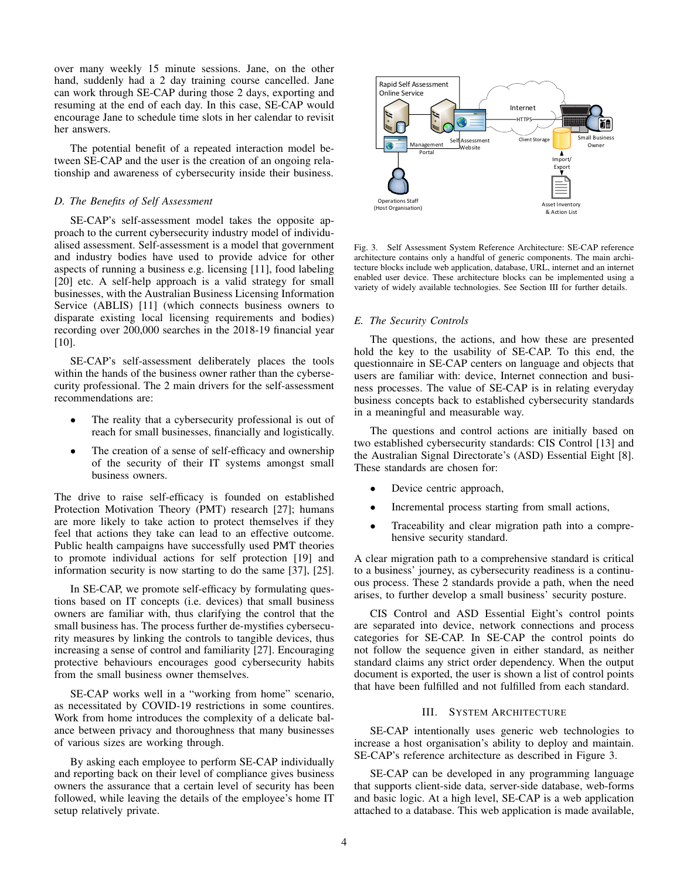over many weekly 15 minute sessions. Jane, on the other hand, suddenly had a 2 day training course cancelled. Jane can work through SE-CAP during those 2 days, exporting and resuming at the end of each day. In this case, SE-CAP would encourage Jane to schedule time slots in her calendar to revisit her answers.

The potential benefit of a repeated interaction model between SE-CAP and the user is the creation of an ongoing relationship and awareness of cybersecurity inside their business.

### *D. The Benefits of Self Assessment*

SE-CAP's self-assessment model takes the opposite approach to the current cybersecurity industry model of individualised assessment. Self-assessment is a model that government and industry bodies have used to provide advice for other aspects of running a business e.g. licensing [11], food labeling [20] etc. A self-help approach is a valid strategy for small businesses, with the Australian Business Licensing Information Service (ABLIS) [11] (which connects business owners to disparate existing local licensing requirements and bodies) recording over 200,000 searches in the 2018-19 financial year [10].

SE-CAP's self-assessment deliberately places the tools within the hands of the business owner rather than the cybersecurity professional. The 2 main drivers for the self-assessment recommendations are:

- The reality that a cybersecurity professional is out of reach for small businesses, financially and logistically.
- The creation of a sense of self-efficacy and ownership of the security of their IT systems amongst small business owners.

The drive to raise self-efficacy is founded on established Protection Motivation Theory (PMT) research [27]; humans are more likely to take action to protect themselves if they feel that actions they take can lead to an effective outcome. Public health campaigns have successfully used PMT theories to promote individual actions for self protection [19] and information security is now starting to do the same [37], [25].

In SE-CAP, we promote self-efficacy by formulating questions based on IT concepts (i.e. devices) that small business owners are familiar with, thus clarifying the control that the small business has. The process further de-mystifies cybersecurity measures by linking the controls to tangible devices, thus increasing a sense of control and familiarity [27]. Encouraging protective behaviours encourages good cybersecurity habits from the small business owner themselves.

SE-CAP works well in a "working from home" scenario, as necessitated by COVID-19 restrictions in some countires. Work from home introduces the complexity of a delicate balance between privacy and thoroughness that many businesses of various sizes are working through.

By asking each employee to perform SE-CAP individually and reporting back on their level of compliance gives business owners the assurance that a certain level of security has been followed, while leaving the details of the employee's home IT setup relatively private.

Fig. 3. Self Assessment System Reference Architecture: SE-CAP reference architecture contains only a handful of generic components. The main architecture blocks include web application, database, URL, internet and an internet enabled user device. These architecture blocks can be implemented using a variety of widely available technologies. See Section III for further details.

### *E. The Security Controls*

The questions, the actions, and how these are presented hold the key to the usability of SE-CAP. To this end, the questionnaire in SE-CAP centers on language and objects that users are familiar with: device, Internet connection and business processes. The value of SE-CAP is in relating everyday business concepts back to established cybersecurity standards in a meaningful and measurable way.

The questions and control actions are initially based on two established cybersecurity standards: CIS Control [13] and the Australian Signal Directorate's (ASD) Essential Eight [8]. These standards are chosen for:

- Device centric approach,
- Incremental process starting from small actions,
- Traceability and clear migration path into a comprehensive security standard.

A clear migration path to a comprehensive standard is critical to a business' journey, as cybersecurity readiness is a continuous process. These 2 standards provide a path, when the need arises, to further develop a small business' security posture.

CIS Control and ASD Essential Eight's control points are separated into device, network connections and process categories for SE-CAP. In SE-CAP the control points do not follow the sequence given in either standard, as neither standard claims any strict order dependency. When the output document is exported, the user is shown a list of control points that have been fulfilled and not fulfilled from each standard.

## III. System Architecture

SE-CAP intentionally uses generic web technologies to increase a host organisation's ability to deploy and maintain. SE-CAP's reference architecture as described in Figure 3.

SE-CAP can be developed in any programming language that supports client-side data, server-side database, web-forms and basic logic. At a high level, SE-CAP is a web application attached to a database. This web application is made available,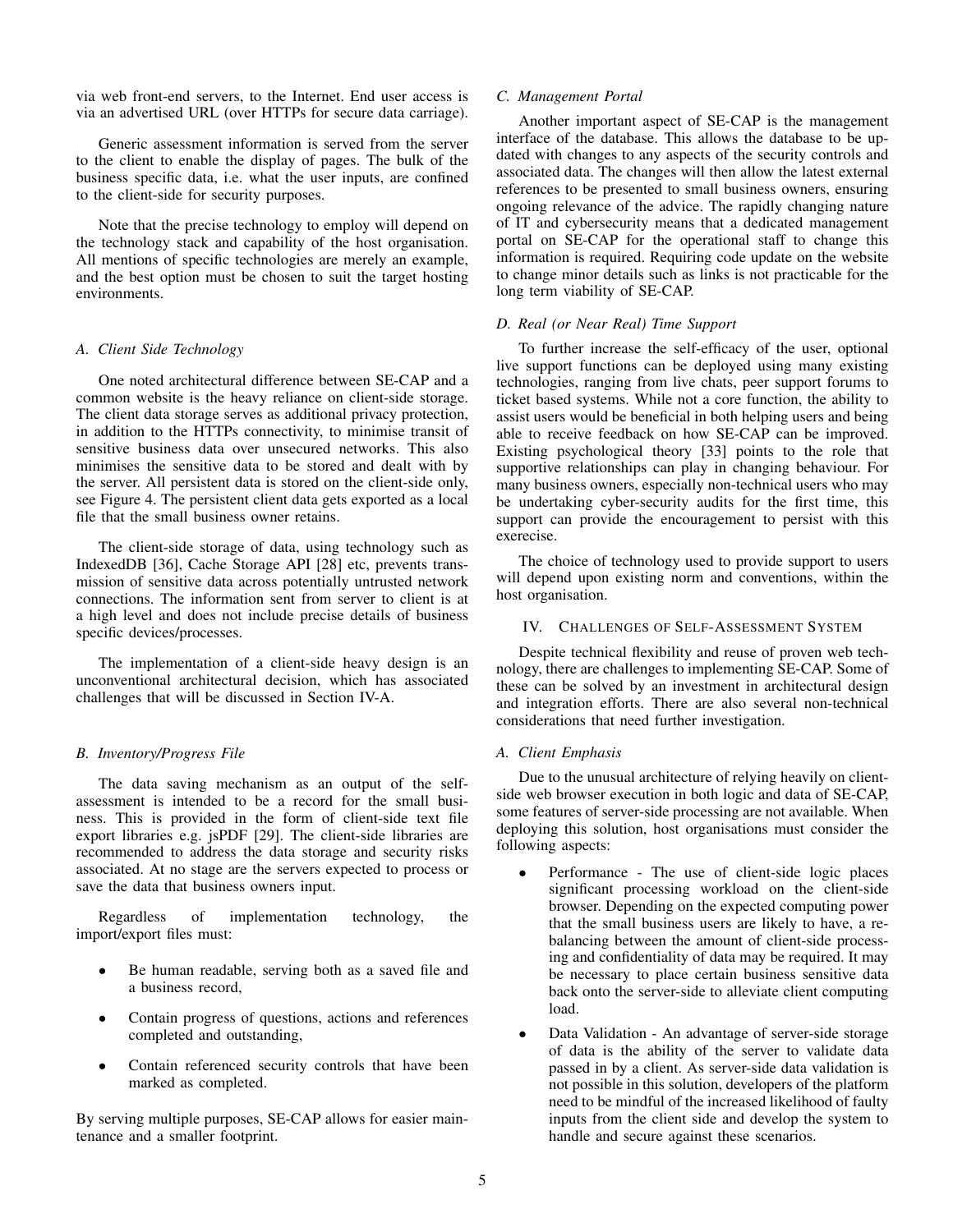via web front-end servers, to the Internet. End user access is via an advertised URL (over HTTPs for secure data carriage).

Generic assessment information is served from the server to the client to enable the display of pages. The bulk of the business specific data, i.e. what the user inputs, are confined to the client-side for security purposes.

Note that the precise technology to employ will depend on the technology stack and capability of the host organisation. All mentions of specific technologies are merely an example, and the best option must be chosen to suit the target hosting environments.

### *A. Client Side Technology*

One noted architectural difference between SE-CAP and a common website is the heavy reliance on client-side storage. The client data storage serves as additional privacy protection, in addition to the HTTPs connectivity, to minimise transit of sensitive business data over unsecured networks. This also minimises the sensitive data to be stored and dealt with by the server. All persistent data is stored on the client-side only, see Figure 4. The persistent client data gets exported as a local file that the small business owner retains.

The client-side storage of data, using technology such as IndexedDB [36], Cache Storage API [28] etc, prevents transmission of sensitive data across potentially untrusted network connections. The information sent from server to client is at a high level and does not include precise details of business specific devices/processes.

The implementation of a client-side heavy design is an unconventional architectural decision, which has associated challenges that will be discussed in Section IV-A.

### *B. Inventory/Progress File*

The data saving mechanism as an output of the self-assessment is intended to be a record for the small business. This is provided in the form of client-side text file export libraries e.g. jsPDF [29]. The client-side libraries are recommended to address the data storage and security risks associated. At no stage are the servers expected to process or save the data that business owners input.

Regardless of implementation technology, the import/export files must:

- Be human readable, serving both as a saved file and a business record,
- Contain progress of questions, actions and references completed and outstanding,
- Contain referenced security controls that have been marked as completed.

By serving multiple purposes, SE-CAP allows for easier maintenance and a smaller footprint.

### *C. Management Portal*

Another important aspect of SE-CAP is the management interface of the database. This allows the database to be updated with changes to any aspects of the security controls and associated data. The changes will then allow the latest external references to be presented to small business owners, ensuring ongoing relevance of the advice. The rapidly changing nature of IT and cybersecurity means that a dedicated management portal on SE-CAP for the operational staff to change this information is required. Requiring code update on the website to change minor details such as links is not practicable for the long term viability of SE-CAP.

### *D. Real (or Near Real) Time Support*

To further increase the self-efficacy of the user, optional live support functions can be deployed using many existing technologies, ranging from live chats, peer support forums to ticket based systems. While not a core function, the ability to assist users would be beneficial in both helping users and being able to receive feedback on how SE-CAP can be improved. Existing psychological theory [33] points to the role that supportive relationships can play in changing behaviour. For many business owners, especially non-technical users who may be undertaking cyber-security audits for the first time, this support can provide the encouragement to persist with this exerecise.

The choice of technology used to provide support to users will depend upon existing norm and conventions, within the host organisation.

## IV. Challenges of Self-Assessment System

Despite technical flexibility and reuse of proven web technology, there are challenges to implementing SE-CAP. Some of these can be solved by an investment in architectural design and integration efforts. There are also several non-technical considerations that need further investigation.

### *A. Client Emphasis*

Due to the unusual architecture of relying heavily on client-side web browser execution in both logic and data of SE-CAP, some features of server-side processing are not available. When deploying this solution, host organisations must consider the following aspects:

- Performance - The use of client-side logic places significant processing workload on the client-side browser. Depending on the expected computing power that the small business users are likely to have, a re-balancing between the amount of client-side processing and confidentiality of data may be required. It may be necessary to place certain business sensitive data back onto the server-side to alleviate client computing load.
- Data Validation - An advantage of server-side storage of data is the ability of the server to validate data passed in by a client. As server-side data validation is not possible in this solution, developers of the platform need to be mindful of the increased likelihood of faulty inputs from the client side and develop the system to handle and secure against these scenarios.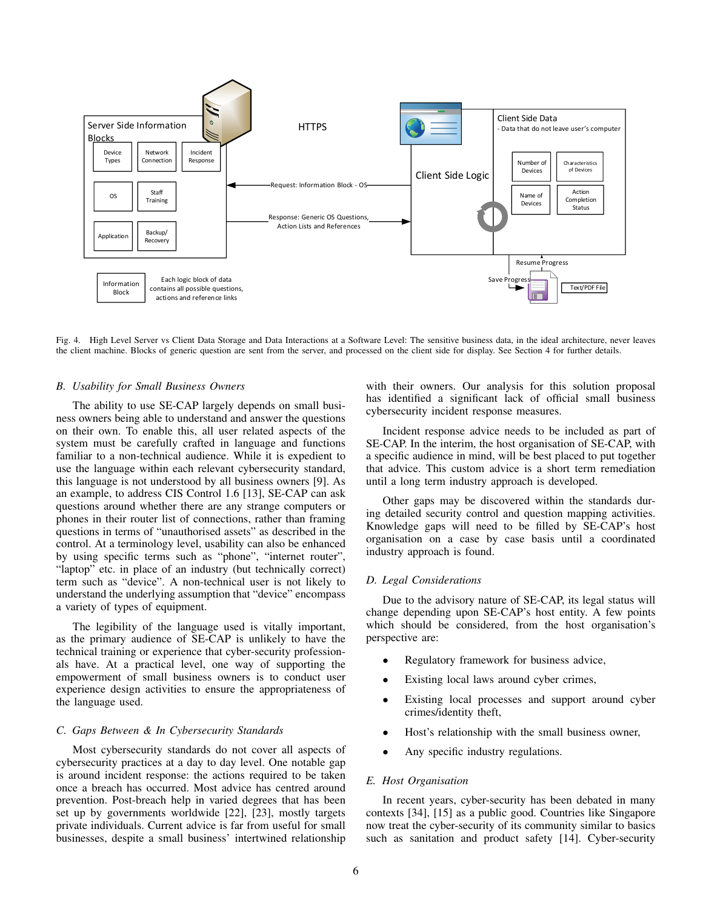Fig. 4. High Level Server vs Client Data Storage and Data Interactions at a Software Level: The sensitive business data, in the ideal architecture, never leaves the client machine. Blocks of generic question are sent from the server, and processed on the client side for display. See Section 4 for further details.

### B. Usability for Small Business Owners

The ability to use SE-CAP largely depends on small business owners being able to understand and answer the questions on their own. To enable this, all user related aspects of the system must be carefully crafted in language and functions familiar to a non-technical audience. While it is expedient to use the language within each relevant cybersecurity standard, this language is not understood by all business owners [9]. As an example, to address CIS Control 1.6 [13], SE-CAP can ask questions around whether there are any strange computers or phones in their router list of connections, rather than framing questions in terms of "unauthorised assets" as described in the control. At a terminology level, usability can also be enhanced by using specific terms such as "phone", "internet router", "laptop" etc. in place of an industry (but technically correct) term such as "device". A non-technical user is not likely to understand the underlying assumption that "device" encompass a variety of types of equipment.

The legibility of the language used is vitally important, as the primary audience of SE-CAP is unlikely to have the technical training or experience that cyber-security professionals have. At a practical level, one way of supporting the empowerment of small business owners is to conduct user experience design activities to ensure the appropriateness of the language used.

### C. Gaps Between & In Cybersecurity Standards

Most cybersecurity standards do not cover all aspects of cybersecurity practices at a day to day level. One notable gap is around incident response: the actions required to be taken once a breach has occurred. Most advice has centred around prevention. Post-breach help in varied degrees that has been set up by governments worldwide [22], [23], mostly targets private individuals. Current advice is far from useful for small businesses, despite a small business' intertwined relationship with their owners. Our analysis for this solution proposal has identified a significant lack of official small business cybersecurity incident response measures.

Incident response advice needs to be included as part of SE-CAP. In the interim, the host organisation of SE-CAP, with a specific audience in mind, will be best placed to put together that advice. This custom advice is a short term remediation until a long term industry approach is developed.

Other gaps may be discovered within the standards during detailed security control and question mapping activities. Knowledge gaps will need to be filled by SE-CAP's host organisation on a case by case basis until a coordinated industry approach is found.

### D. Legal Considerations

Due to the advisory nature of SE-CAP, its legal status will change depending upon SE-CAP's host entity. A few points which should be considered, from the host organisation's perspective are:

- Regulatory framework for business advice,
- Existing local laws around cyber crimes,
- Existing local processes and support around cyber crimes/identity theft,
- Host's relationship with the small business owner,
- Any specific industry regulations.

### E. Host Organisation

In recent years, cyber-security has been debated in many contexts [34], [15] as a public good. Countries like Singapore now treat the cyber-security of its community similar to basics such as sanitation and product safety [14]. Cyber-security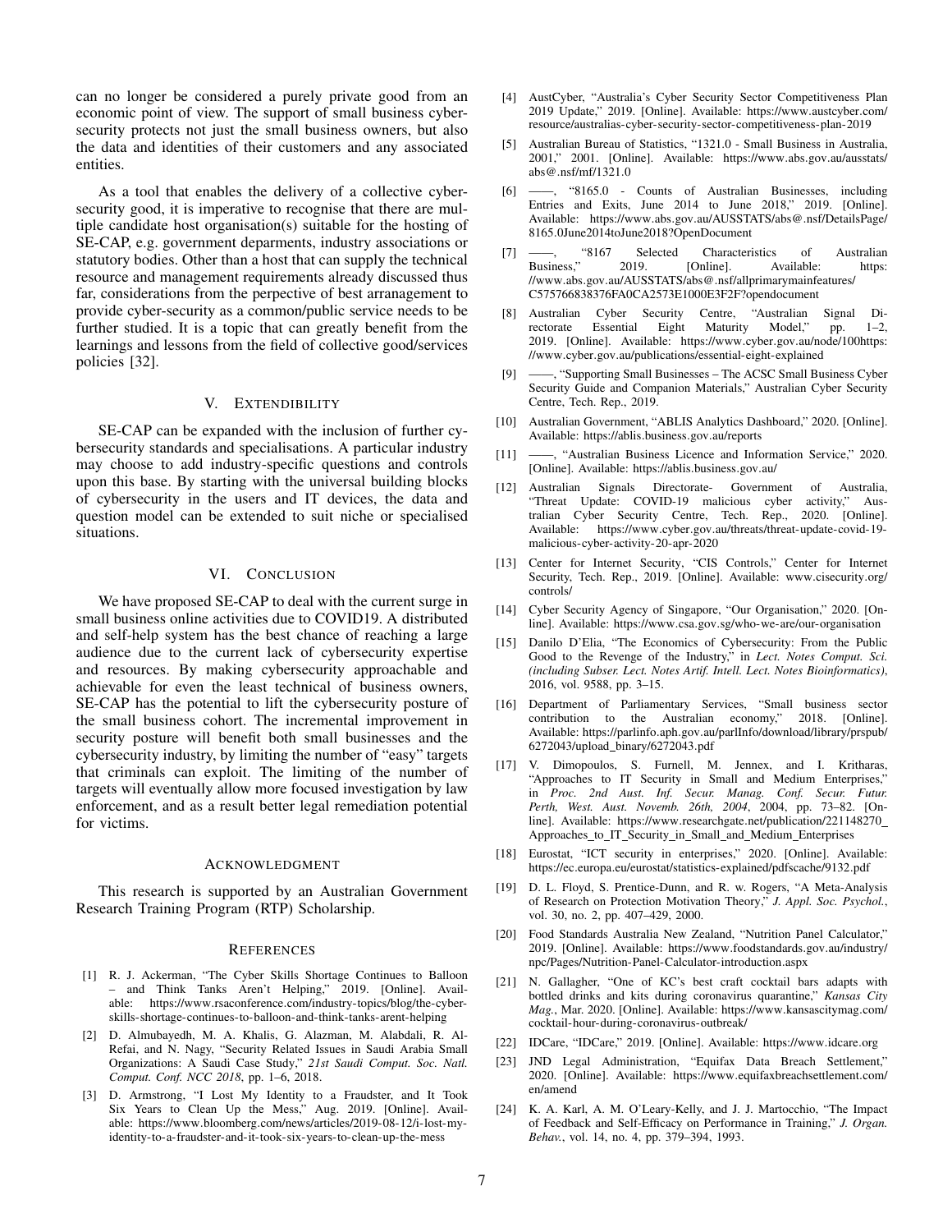can no longer be considered a purely private good from an economic point of view. The support of small business cybersecurity protects not just the small business owners, but also the data and identities of their customers and any associated entities.

As a tool that enables the delivery of a collective cybersecurity good, it is imperative to recognise that there are multiple candidate host organisation(s) suitable for the hosting of SE-CAP, e.g. government deparments, industry associations or statutory bodies. Other than a host that can supply the technical resource and management requirements already discussed thus far, considerations from the perpective of best arranagement to provide cyber-security as a common/public service needs to be further studied. It is a topic that can greatly benefit from the learnings and lessons from the field of collective good/services policies [32].

## V. Extendibility

SE-CAP can be expanded with the inclusion of further cybersecurity standards and specialisations. A particular industry may choose to add industry-specific questions and controls upon this base. By starting with the universal building blocks of cybersecurity in the users and IT devices, the data and question model can be extended to suit niche or specialised situations.

## VI. Conclusion

We have proposed SE-CAP to deal with the current surge in small business online activities due to COVID19. A distributed and self-help system has the best chance of reaching a large audience due to the current lack of cybersecurity expertise and resources. By making cybersecurity approachable and achievable for even the least technical of business owners, SE-CAP has the potential to lift the cybersecurity posture of the small business cohort. The incremental improvement in security posture will benefit both small businesses and the cybersecurity industry, by limiting the number of "easy" targets that criminals can exploit. The limiting of the number of targets will eventually allow more focused investigation by law enforcement, and as a result better legal remediation potential for victims.

## Acknowledgment

This research is supported by an Australian Government Research Training Program (RTP) Scholarship.

## References

[1] R. J. Ackerman, "The Cyber Skills Shortage Continues to Balloon – and Think Tanks Aren't Helping," 2019. [Online]. Available: https://www.rsaconference.com/industry-topics/blog/the-cyber-skills-shortage-continues-to-balloon-and-think-tanks-arent-helping

[2] D. Almubayedh, M. A. Khalis, G. Alazman, M. Alabdali, R. Al-Refai, and N. Nagy, "Security Related Issues in Saudi Arabia Small Organizations: A Saudi Case Study," *21st Saudi Comput. Soc. Natl. Comput. Conf. NCC 2018*, pp. 1–6, 2018.

[3] D. Armstrong, "I Lost My Identity to a Fraudster, and It Took Six Years to Clean Up the Mess," Aug. 2019. [Online]. Available: https://www.bloomberg.com/news/articles/2019-08-12/i-lost-my-identity-to-a-fraudster-and-it-took-six-years-to-clean-up-the-mess

[4] AustCyber, "Australia's Cyber Security Sector Competitiveness Plan 2019 Update," 2019. [Online]. Available: https://www.austcyber.com/resource/australias-cyber-security-sector-competitiveness-plan-2019

[5] Australian Bureau of Statistics, "1321.0 - Small Business in Australia, 2001," 2001. [Online]. Available: https://www.abs.gov.au/ausstats/abs@.nsf/mf/1321.0

[6] ——, "8165.0 - Counts of Australian Businesses, including Entries and Exits, June 2014 to June 2018," 2019. [Online]. Available: https://www.abs.gov.au/AUSSTATS/abs@.nsf/DetailsPage/8165.0June2014toJune2018?OpenDocument

[7] ——, "8167 Selected Characteristics of Australian Business," 2019. [Online]. Available: https://www.abs.gov.au/AUSSTATS/abs@.nsf/allprimarymainfeatures/C575766838376FA0CA2573E1000E3F2F?opendocument

[8] Australian Cyber Security Centre, "Australian Signal Directorate Essential Eight Maturity Model," pp. 1–2, 2019. [Online]. Available: https://www.cyber.gov.au/node/100https://www.cyber.gov.au/publications/essential-eight-explained

[9] ——, "Supporting Small Businesses – The ACSC Small Business Cyber Security Guide and Companion Materials," Australian Cyber Security Centre, Tech. Rep., 2019.

[10] Australian Government, "ABLIS Analytics Dashboard," 2020. [Online]. Available: https://ablis.business.gov.au/reports

[11] ——, "Australian Business Licence and Information Service," 2020. [Online]. Available: https://ablis.business.gov.au/

[12] Australian Signals Directorate- Government of Australia, "Threat Update: COVID-19 malicious cyber activity," Australian Cyber Security Centre, Tech. Rep., 2020. [Online]. Available: https://www.cyber.gov.au/threats/threat-update-covid-19-malicious-cyber-activity-20-apr-2020

[13] Center for Internet Security, "CIS Controls," Center for Internet Security, Tech. Rep., 2019. [Online]. Available: www.cisecurity.org/controls/

[14] Cyber Security Agency of Singapore, "Our Organisation," 2020. [Online]. Available: https://www.csa.gov.sg/who-we-are/our-organisation

[15] Danilo D'Elia, "The Economics of Cybersecurity: From the Public Good to the Revenge of the Industry," in *Lect. Notes Comput. Sci. (including Subser. Lect. Notes Artif. Intell. Lect. Notes Bioinformatics)*, 2016, vol. 9588, pp. 3–15.

[16] Department of Parliamentary Services, "Small business sector contribution to the Australian economy," 2018. [Online]. Available: https://parlinfo.aph.gov.au/parlInfo/download/library/prspub/6272043/upload_binary/6272043.pdf

[17] V. Dimopoulos, S. Furnell, M. Jennex, and I. Kritharas, "Approaches to IT Security in Small and Medium Enterprises," in *Proc. 2nd Aust. Inf. Secur. Manag. Conf. Secur. Futur. Perth, West. Aust. Novemb. 26th, 2004*, 2004, pp. 73–82. [Online]. Available: https://www.researchgate.net/publication/221148270_Approaches_to_IT_Security_in_Small_and_Medium_Enterprises

[18] Eurostat, "ICT security in enterprises," 2020. [Online]. Available: https://ec.europa.eu/eurostat/statistics-explained/pdfscache/9132.pdf

[19] D. L. Floyd, S. Prentice-Dunn, and R. w. Rogers, "A Meta-Analysis of Research on Protection Motivation Theory," *J. Appl. Soc. Psychol.*, vol. 30, no. 2, pp. 407–429, 2000.

[20] Food Standards Australia New Zealand, "Nutrition Panel Calculator," 2019. [Online]. Available: https://www.foodstandards.gov.au/industry/npc/Pages/Nutrition-Panel-Calculator-introduction.aspx

[21] N. Gallagher, "One of KC's best craft cocktail bars adapts with bottled drinks and kits during coronavirus quarantine," *Kansas City Mag.*, Mar. 2020. [Online]. Available: https://www.kansascitymag.com/cocktail-hour-during-coronavirus-outbreak/

[22] IDCare, "IDCare," 2019. [Online]. Available: https://www.idcare.org

[23] JND Legal Administration, "Equifax Data Breach Settlement," 2020. [Online]. Available: https://www.equifaxbreachsettlement.com/en/amend

[24] K. A. Karl, A. M. O'Leary-Kelly, and J. J. Martocchio, "The Impact of Feedback and Self-Efficacy on Performance in Training," *J. Organ. Behav.*, vol. 14, no. 4, pp. 379–394, 1993.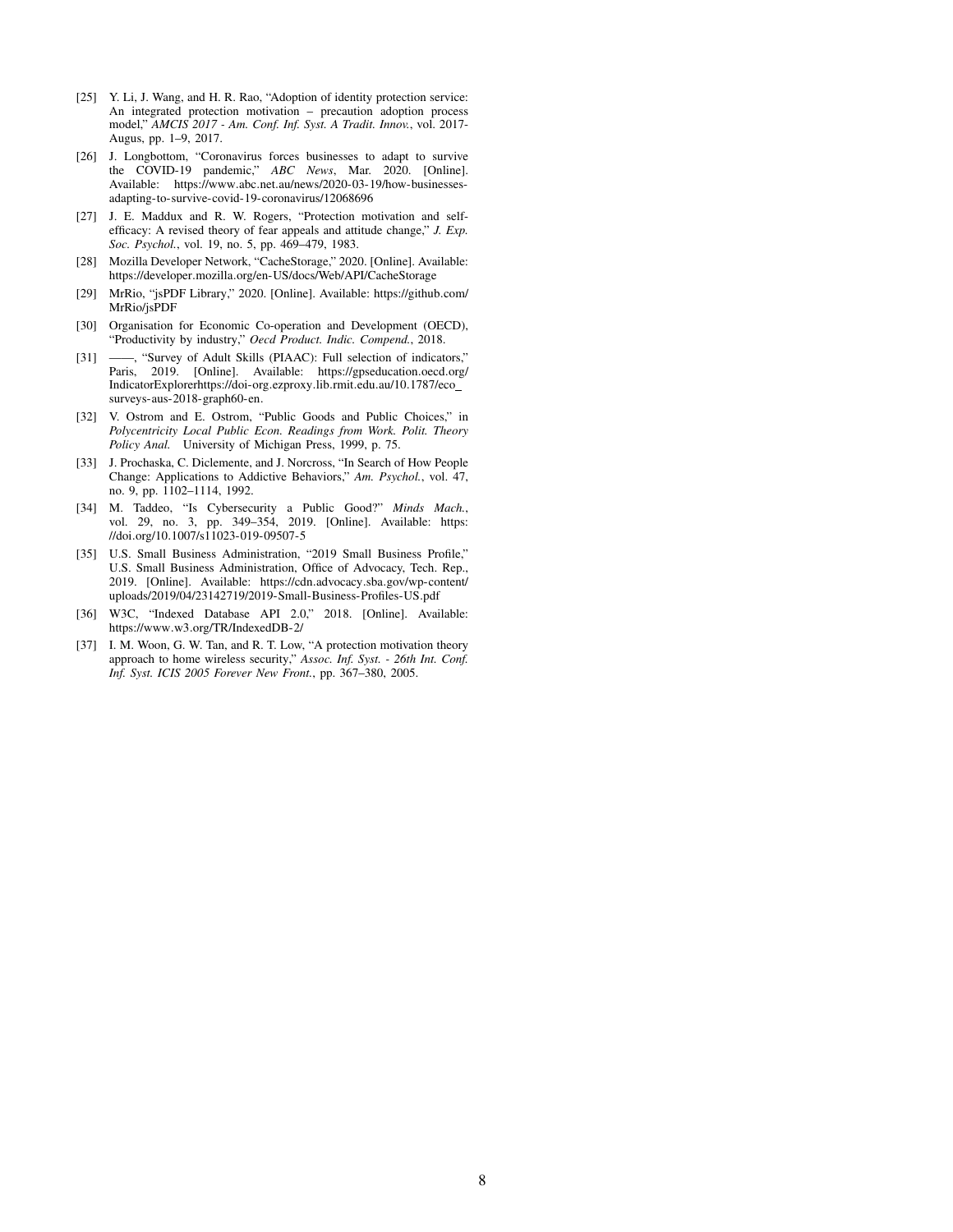[25] Y. Li, J. Wang, and H. R. Rao, "Adoption of identity protection service: An integrated protection motivation – precaution adoption process model," *AMCIS 2017 - Am. Conf. Inf. Syst. A Tradit. Innov.*, vol. 2017-Augus, pp. 1–9, 2017.

[26] J. Longbottom, "Coronavirus forces businesses to adapt to survive the COVID-19 pandemic," *ABC News*, Mar. 2020. [Online]. Available: https://www.abc.net.au/news/2020-03-19/how-businesses-adapting-to-survive-covid-19-coronavirus/12068696

[27] J. E. Maddux and R. W. Rogers, "Protection motivation and self-efficacy: A revised theory of fear appeals and attitude change," *J. Exp. Soc. Psychol.*, vol. 19, no. 5, pp. 469–479, 1983.

[28] Mozilla Developer Network, "CacheStorage," 2020. [Online]. Available: https://developer.mozilla.org/en-US/docs/Web/API/CacheStorage

[29] MrRio, "jsPDF Library," 2020. [Online]. Available: https://github.com/MrRio/jsPDF

[30] Organisation for Economic Co-operation and Development (OECD), "Productivity by industry," *Oecd Product. Indic. Compend.*, 2018.

[31] ——, "Survey of Adult Skills (PIAAC): Full selection of indicators," Paris, 2019. [Online]. Available: https://gpseducation.oecd.org/IndicatorExplorerhttps://doi-org.ezproxy.lib.rmit.edu.au/10.1787/eco_surveys-aus-2018-graph60-en.

[32] V. Ostrom and E. Ostrom, "Public Goods and Public Choices," in *Polycentricity Local Public Econ. Readings from Work. Polit. Theory Policy Anal.* University of Michigan Press, 1999, p. 75.

[33] J. Prochaska, C. Diclemente, and J. Norcross, "In Search of How People Change: Applications to Addictive Behaviors," *Am. Psychol.*, vol. 47, no. 9, pp. 1102–1114, 1992.

[34] M. Taddeo, "Is Cybersecurity a Public Good?" *Minds Mach.*, vol. 29, no. 3, pp. 349–354, 2019. [Online]. Available: https://doi.org/10.1007/s11023-019-09507-5

[35] U.S. Small Business Administration, "2019 Small Business Profile," U.S. Small Business Administration, Office of Advocacy, Tech. Rep., 2019. [Online]. Available: https://cdn.advocacy.sba.gov/wp-content/uploads/2019/04/23142719/2019-Small-Business-Profiles-US.pdf

[36] W3C, "Indexed Database API 2.0," 2018. [Online]. Available: https://www.w3.org/TR/IndexedDB-2/

[37] I. M. Woon, G. W. Tan, and R. T. Low, "A protection motivation theory approach to home wireless security," *Assoc. Inf. Syst. - 26th Int. Conf. Inf. Syst. ICIS 2005 Forever New Front.*, pp. 367–380, 2005.